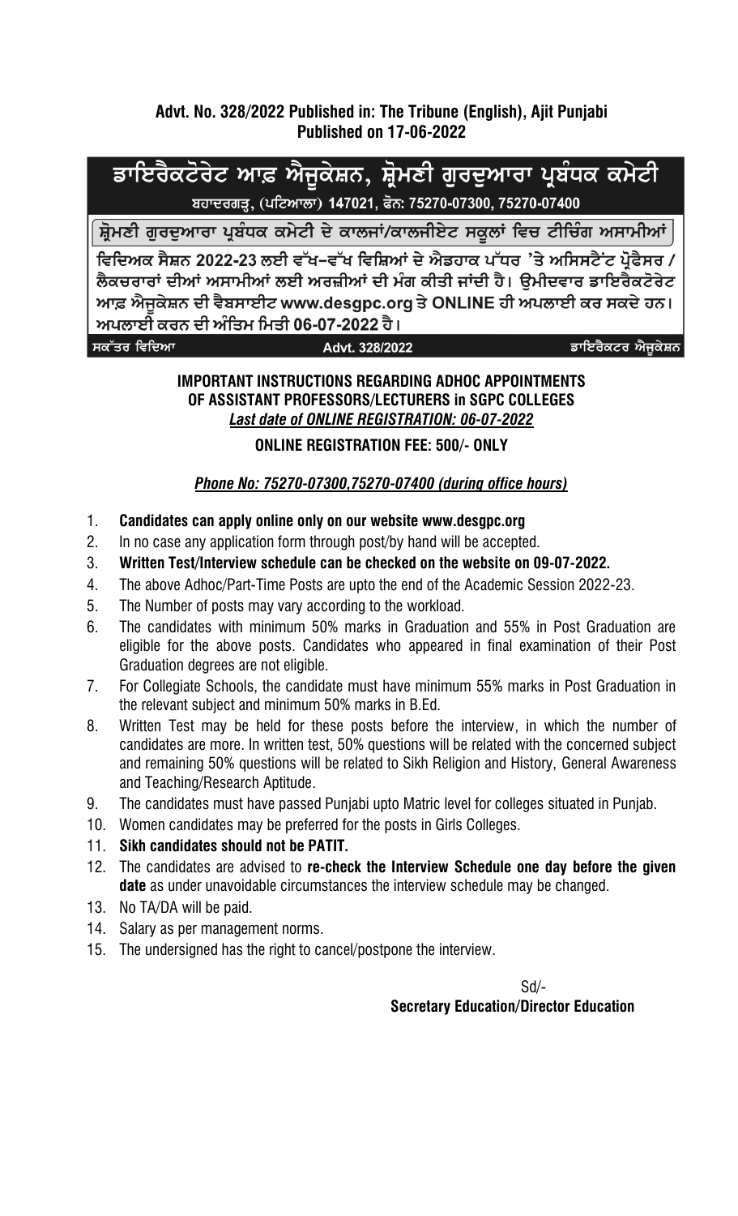**Advt. No. 328/2022 Published in: The Tribune (English), Ajit Punjabi**
**Published on 17-06-2022**

# ਡਾਇਰੈਕਟੋਰੇਟ ਆਫ਼ ਐਜੂਕੇਸ਼ਨ, ਸ਼੍ਰੋਮਣੀ ਗੁਰਦੁਆਰਾ ਪ੍ਰਬੰਧਕ ਕਮੇਟੀ

ਬਹਾਦਰਗੜ੍ਹ, (ਪਟਿਆਲਾ) 147021, ਫੋਨ: 75270-07300, 75270-07400

**ਸ਼੍ਰੋਮਣੀ ਗੁਰਦੁਆਰਾ ਪ੍ਰਬੰਧਕ ਕਮੇਟੀ ਦੇ ਕਾਲਜਾਂ/ਕਾਲਜੀਏਟ ਸਕੂਲਾਂ ਵਿਚ ਟੀਚਿੰਗ ਅਸਾਮੀਆਂ**

ਵਿਦਿਅਕ ਸੈਸ਼ਨ 2022-23 ਲਈ ਵੱਖ-ਵੱਖ ਵਿਸ਼ਿਆਂ ਦੇ ਐਡਹਾਕ ਪੱਧਰ 'ਤੇ ਅਸਿਸਟੈਂਟ ਪ੍ਰੋਫੈਸਰ / ਲੈਕਚਰਾਰਾਂ ਦੀਆਂ ਅਸਾਮੀਆਂ ਲਈ ਅਰਜ਼ੀਆਂ ਦੀ ਮੰਗ ਕੀਤੀ ਜਾਂਦੀ ਹੈ। ਉਮੀਦਵਾਰ ਡਾਇਰੈਕਟੋਰੇਟ ਆਫ਼ ਐਜੂਕੇਸ਼ਨ ਦੀ ਵੈਬਸਾਈਟ www.desgpc.org ਤੇ ONLINE ਹੀ ਅਪਲਾਈ ਕਰ ਸਕਦੇ ਹਨ। ਅਪਲਾਈ ਕਰਨ ਦੀ ਅੰਤਿਮ ਮਿਤੀ 06-07-2022 ਹੈ।

ਸਕੱਤਰ ਵਿਦਿਆ | Advt. 328/2022 | ਡਾਇਰੈਕਟਰ ਐਜੂਕੇਸ਼ਨ

## IMPORTANT INSTRUCTIONS REGARDING ADHOC APPOINTMENTS OF ASSISTANT PROFESSORS/LECTURERS in SGPC COLLEGES

***Last date of ONLINE REGISTRATION: 06-07-2022***

**ONLINE REGISTRATION FEE: 500/- ONLY**

***Phone No: 75270-07300,75270-07400 (during office hours)***

1. **Candidates can apply online only on our website www.desgpc.org**
2. In no case any application form through post/by hand will be accepted.
3. **Written Test/Interview schedule can be checked on the website on 09-07-2022.**
4. The above Adhoc/Part-Time Posts are upto the end of the Academic Session 2022-23.
5. The Number of posts may vary according to the workload.
6. The candidates with minimum 50% marks in Graduation and 55% in Post Graduation are eligible for the above posts. Candidates who appeared in final examination of their Post Graduation degrees are not eligible.
7. For Collegiate Schools, the candidate must have minimum 55% marks in Post Graduation in the relevant subject and minimum 50% marks in B.Ed.
8. Written Test may be held for these posts before the interview, in which the number of candidates are more. In written test, 50% questions will be related with the concerned subject and remaining 50% questions will be related to Sikh Religion and History, General Awareness and Teaching/Research Aptitude.
9. The candidates must have passed Punjabi upto Matric level for colleges situated in Punjab.
10. Women candidates may be preferred for the posts in Girls Colleges.
11. **Sikh candidates should not be PATIT.**
12. The candidates are advised to **re-check the Interview Schedule one day before the given date** as under unavoidable circumstances the interview schedule may be changed.
13. No TA/DA will be paid.
14. Salary as per management norms.
15. The undersigned has the right to cancel/postpone the interview.

Sd/-
**Secretary Education/Director Education**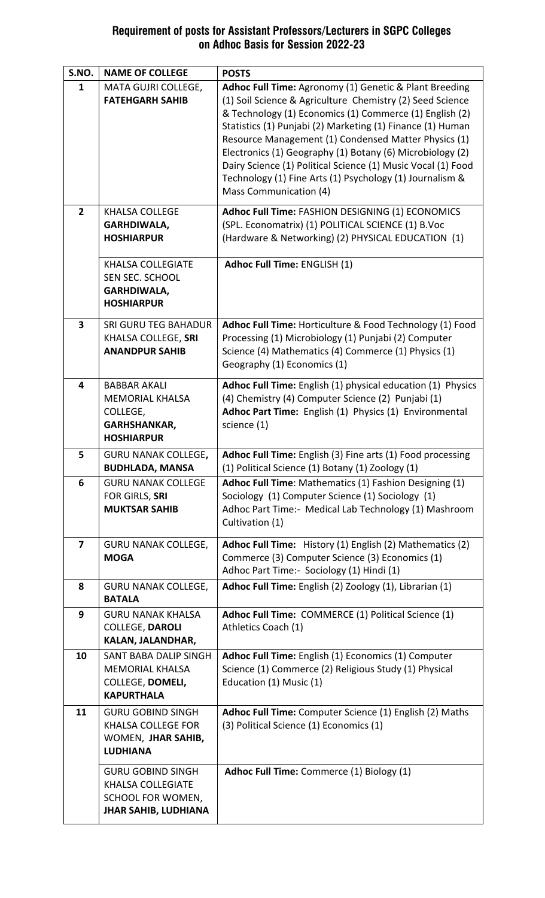## Requirement of posts for Assistant Professors/Lecturers in SGPC Colleges on Adhoc Basis for Session 2022-23

| S.NO. | NAME OF COLLEGE | POSTS |
|---|---|---|
| 1 | MATA GUJRI COLLEGE, **FATEHGARH SAHIB** | **Adhoc Full Time:** Agronomy (1) Genetic & Plant Breeding (1) Soil Science & Agriculture Chemistry (2) Seed Science & Technology (1) Economics (1) Commerce (1) English (2) Statistics (1) Punjabi (2) Marketing (1) Finance (1) Human Resource Management (1) Condensed Matter Physics (1) Electronics (1) Geography (1) Botany (6) Microbiology (2) Dairy Science (1) Political Science (1) Music Vocal (1) Food Technology (1) Fine Arts (1) Psychology (1) Journalism & Mass Communication (4) |
| 2 | KHALSA COLLEGE **GARHDIWALA, HOSHIARPUR** | **Adhoc Full Time:** FASHION DESIGNING (1) ECONOMICS (SPL. Econometrix) (1) POLITICAL SCIENCE (1) B.Voc (Hardware & Networking) (2) PHYSICAL EDUCATION (1) |
| | KHALSA COLLEGIATE SEN SEC. SCHOOL **GARHDIWALA, HOSHIARPUR** | **Adhoc Full Time:** ENGLISH (1) |
| 3 | SRI GURU TEG BAHADUR KHALSA COLLEGE, **SRI ANANDPUR SAHIB** | **Adhoc Full Time:** Horticulture & Food Technology (1) Food Processing (1) Microbiology (1) Punjabi (2) Computer Science (4) Mathematics (4) Commerce (1) Physics (1) Geography (1) Economics (1) |
| 4 | BABBAR AKALI MEMORIAL KHALSA COLLEGE, **GARHSHANKAR, HOSHIARPUR** | **Adhoc Full Time:** English (1) physical education (1) Physics (4) Chemistry (4) Computer Science (2) Punjabi (1) **Adhoc Part Time:** English (1) Physics (1) Environmental science (1) |
| 5 | GURU NANAK COLLEGE**, BUDHLADA, MANSA** | **Adhoc Full Time:** English (3) Fine arts (1) Food processing (1) Political Science (1) Botany (1) Zoology (1) |
| 6 | GURU NANAK COLLEGE FOR GIRLS, **SRI MUKTSAR SAHIB** | **Adhoc Full Time**: Mathematics (1) Fashion Designing (1) Sociology (1) Computer Science (1) Sociology (1) Adhoc Part Time:- Medical Lab Technology (1) Mashroom Cultivation (1) |
| 7 | GURU NANAK COLLEGE, **MOGA** | **Adhoc Full Time:** History (1) English (2) Mathematics (2) Commerce (3) Computer Science (3) Economics (1) Adhoc Part Time:- Sociology (1) Hindi (1) |
| 8 | GURU NANAK COLLEGE, **BATALA** | **Adhoc Full Time:** English (2) Zoology (1), Librarian (1) |
| 9 | GURU NANAK KHALSA COLLEGE, **DAROLI KALAN, JALANDHAR,** | **Adhoc Full Time:** COMMERCE (1) Political Science (1) Athletics Coach (1) |
| 10 | SANT BABA DALIP SINGH MEMORIAL KHALSA COLLEGE, **DOMELI, KAPURTHALA** | **Adhoc Full Time:** English (1) Economics (1) Computer Science (1) Commerce (2) Religious Study (1) Physical Education (1) Music (1) |
| 11 | GURU GOBIND SINGH KHALSA COLLEGE FOR WOMEN, **JHAR SAHIB, LUDHIANA** | **Adhoc Full Time:** Computer Science (1) English (2) Maths (3) Political Science (1) Economics (1) |
| | GURU GOBIND SINGH KHALSA COLLEGIATE SCHOOL FOR WOMEN, **JHAR SAHIB, LUDHIANA** | **Adhoc Full Time:** Commerce (1) Biology (1) |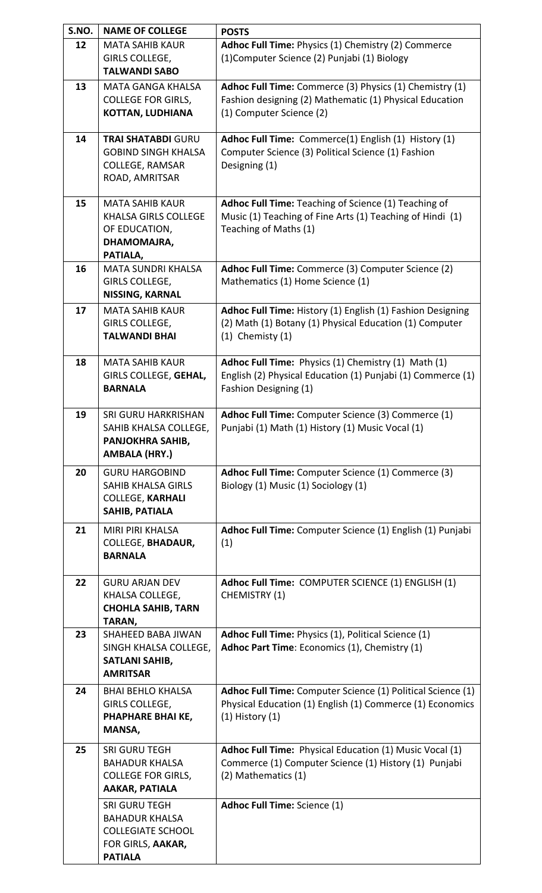| S.NO. | NAME OF COLLEGE | POSTS |
|---|---|---|
| 12 | MATA SAHIB KAUR GIRLS COLLEGE, **TALWANDI SABO** | **Adhoc Full Time:** Physics (1) Chemistry (2) Commerce (1)Computer Science (2) Punjabi (1) Biology |
| 13 | MATA GANGA KHALSA COLLEGE FOR GIRLS, **KOTTAN, LUDHIANA** | **Adhoc Full Time:** Commerce (3) Physics (1) Chemistry (1) Fashion designing (2) Mathematic (1) Physical Education (1) Computer Science (2) |
| 14 | **TRAI SHATABDI** GURU GOBIND SINGH KHALSA COLLEGE, RAMSAR ROAD, AMRITSAR | **Adhoc Full Time:** Commerce(1) English (1) History (1) Computer Science (3) Political Science (1) Fashion Designing (1) |
| 15 | MATA SAHIB KAUR KHALSA GIRLS COLLEGE OF EDUCATION, **DHAMOMAJRA, PATIALA,** | **Adhoc Full Time:** Teaching of Science (1) Teaching of Music (1) Teaching of Fine Arts (1) Teaching of Hindi (1) Teaching of Maths (1) |
| 16 | MATA SUNDRI KHALSA GIRLS COLLEGE, **NISSING, KARNAL** | **Adhoc Full Time:** Commerce (3) Computer Science (2) Mathematics (1) Home Science (1) |
| 17 | MATA SAHIB KAUR GIRLS COLLEGE, **TALWANDI BHAI** | **Adhoc Full Time:** History (1) English (1) Fashion Designing (2) Math (1) Botany (1) Physical Education (1) Computer (1) Chemisty (1) |
| 18 | MATA SAHIB KAUR GIRLS COLLEGE, **GEHAL, BARNALA** | **Adhoc Full Time:** Physics (1) Chemistry (1) Math (1) English (2) Physical Education (1) Punjabi (1) Commerce (1) Fashion Designing (1) |
| 19 | SRI GURU HARKRISHAN SAHIB KHALSA COLLEGE, **PANJOKHRA SAHIB, AMBALA (HRY.)** | **Adhoc Full Time:** Computer Science (3) Commerce (1) Punjabi (1) Math (1) History (1) Music Vocal (1) |
| 20 | GURU HARGOBIND SAHIB KHALSA GIRLS COLLEGE, **KARHALI SAHIB, PATIALA** | **Adhoc Full Time:** Computer Science (1) Commerce (3) Biology (1) Music (1) Sociology (1) |
| 21 | MIRI PIRI KHALSA COLLEGE, **BHADAUR, BARNALA** | **Adhoc Full Time:** Computer Science (1) English (1) Punjabi (1) |
| 22 | GURU ARJAN DEV KHALSA COLLEGE, **CHOHLA SAHIB, TARN TARAN,** | **Adhoc Full Time:** COMPUTER SCIENCE (1) ENGLISH (1) CHEMISTRY (1) |
| 23 | SHAHEED BABA JIWAN SINGH KHALSA COLLEGE, **SATLANI SAHIB, AMRITSAR** | **Adhoc Full Time:** Physics (1), Political Science (1)<br>**Adhoc Part Time**: Economics (1), Chemistry (1) |
| 24 | BHAI BEHLO KHALSA GIRLS COLLEGE, **PHAPHARE BHAI KE, MANSA,** | **Adhoc Full Time:** Computer Science (1) Political Science (1) Physical Education (1) English (1) Commerce (1) Economics (1) History (1) |
| 25 | SRI GURU TEGH BAHADUR KHALSA COLLEGE FOR GIRLS, **AAKAR, PATIALA** | **Adhoc Full Time:** Physical Education (1) Music Vocal (1) Commerce (1) Computer Science (1) History (1) Punjabi (2) Mathematics (1) |
| | SRI GURU TEGH BAHADUR KHALSA COLLEGIATE SCHOOL FOR GIRLS, **AAKAR, PATIALA** | **Adhoc Full Time:** Science (1) |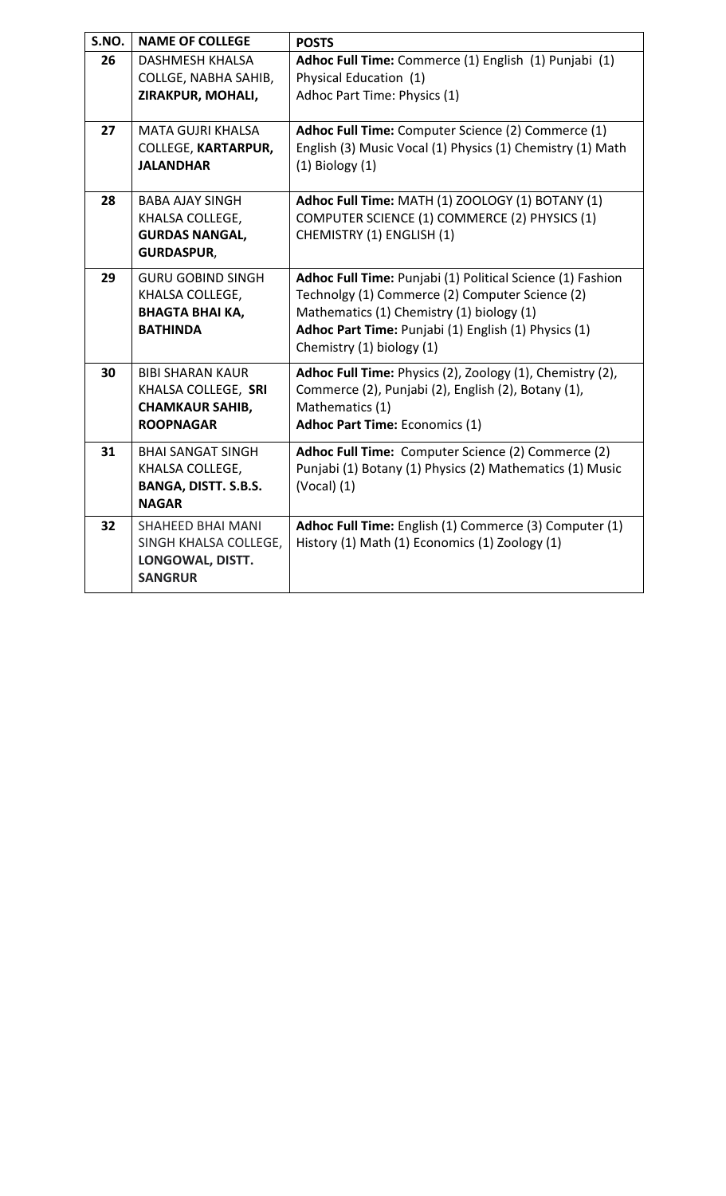| S.NO. | NAME OF COLLEGE | POSTS |
|---|---|---|
| 26 | DASHMESH KHALSA COLLGE, NABHA SAHIB, **ZIRAKPUR, MOHALI,** | **Adhoc Full Time:** Commerce (1) English (1) Punjabi (1) Physical Education (1)<br>Adhoc Part Time: Physics (1) |
| 27 | MATA GUJRI KHALSA COLLEGE, **KARTARPUR, JALANDHAR** | **Adhoc Full Time:** Computer Science (2) Commerce (1) English (3) Music Vocal (1) Physics (1) Chemistry (1) Math (1) Biology (1) |
| 28 | BABA AJAY SINGH KHALSA COLLEGE, **GURDAS NANGAL, GURDASPUR**, | **Adhoc Full Time:** MATH (1) ZOOLOGY (1) BOTANY (1) COMPUTER SCIENCE (1) COMMERCE (2) PHYSICS (1) CHEMISTRY (1) ENGLISH (1) |
| 29 | GURU GOBIND SINGH KHALSA COLLEGE, **BHAGTA BHAI KA, BATHINDA** | **Adhoc Full Time:** Punjabi (1) Political Science (1) Fashion Technolgy (1) Commerce (2) Computer Science (2) Mathematics (1) Chemistry (1) biology (1)<br>**Adhoc Part Time:** Punjabi (1) English (1) Physics (1) Chemistry (1) biology (1) |
| 30 | BIBI SHARAN KAUR KHALSA COLLEGE, **SRI CHAMKAUR SAHIB, ROOPNAGAR** | **Adhoc Full Time:** Physics (2), Zoology (1), Chemistry (2), Commerce (2), Punjabi (2), English (2), Botany (1), Mathematics (1)<br>**Adhoc Part Time:** Economics (1) |
| 31 | BHAI SANGAT SINGH KHALSA COLLEGE, **BANGA, DISTT. S.B.S. NAGAR** | **Adhoc Full Time:** Computer Science (2) Commerce (2) Punjabi (1) Botany (1) Physics (2) Mathematics (1) Music (Vocal) (1) |
| 32 | SHAHEED BHAI MANI SINGH KHALSA COLLEGE, **LONGOWAL, DISTT. SANGRUR** | **Adhoc Full Time:** English (1) Commerce (3) Computer (1) History (1) Math (1) Economics (1) Zoology (1) |